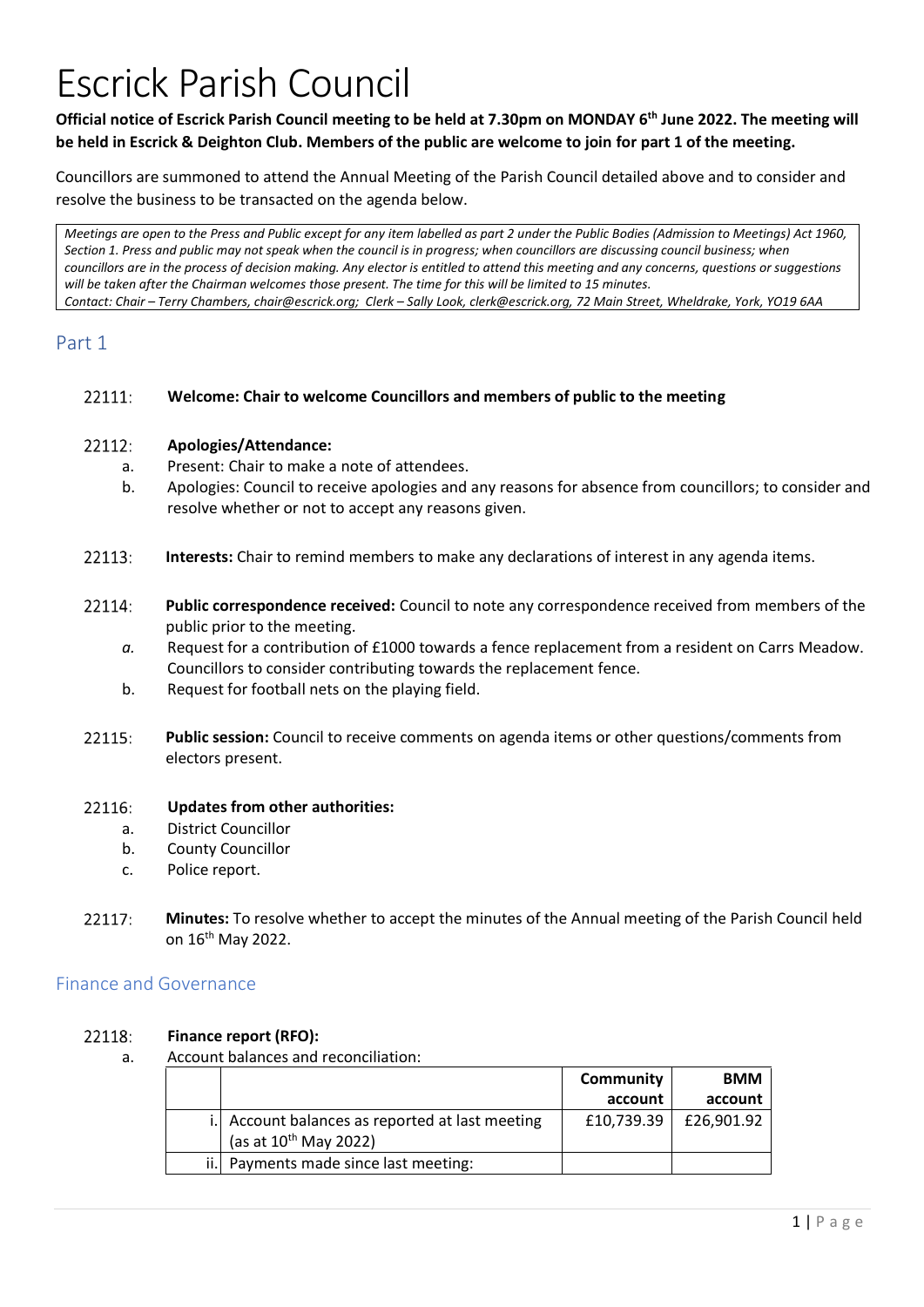# Escrick Parish Council

**Official notice of Escrick Parish Council meeting to be held at 7.30pm on MONDAY 6th June 2022. The meeting will be held in Escrick & Deighton Club. Members of the public are welcome to join for part 1 of the meeting.**

Councillors are summoned to attend the Annual Meeting of the Parish Council detailed above and to consider and resolve the business to be transacted on the agenda below.

*Meetings are open to the Press and Public except for any item labelled as part 2 under the Public Bodies (Admission to Meetings) Act 1960, Section 1. Press and public may not speak when the council is in progress; when councillors are discussing council business; when councillors are in the process of decision making. Any elector is entitled to attend this meeting and any concerns, questions or suggestions will be taken after the Chairman welcomes those present. The time for this will be limited to 15 minutes.*
*Contact: Chair – Terry Chambers, chair@escrick.org; Clerk – Sally Look, clerk@escrick.org, 72 Main Street, Wheldrake, York, YO19 6AA*

## Part 1

22111: **Welcome: Chair to welcome Councillors and members of public to the meeting**

22112: **Apologies/Attendance:**

a. Present: Chair to make a note of attendees.
b. Apologies: Council to receive apologies and any reasons for absence from councillors; to consider and resolve whether or not to accept any reasons given.

22113: **Interests:** Chair to remind members to make any declarations of interest in any agenda items.

22114: **Public correspondence received:** Council to note any correspondence received from members of the public prior to the meeting.

*a.* Request for a contribution of £1000 towards a fence replacement from a resident on Carrs Meadow. Councillors to consider contributing towards the replacement fence.
b. Request for football nets on the playing field.

22115: **Public session:** Council to receive comments on agenda items or other questions/comments from electors present.

22116: **Updates from other authorities:**

a. District Councillor
b. County Councillor
c. Police report.

22117: **Minutes:** To resolve whether to accept the minutes of the Annual meeting of the Parish Council held on 16th May 2022.

## Finance and Governance

22118: **Finance report (RFO):**

a. Account balances and reconciliation:

| | | Community account | BMM account |
|---|---|---|---|
| i. | Account balances as reported at last meeting (as at 10th May 2022) | £10,739.39 | £26,901.92 |
| ii. | Payments made since last meeting: | | |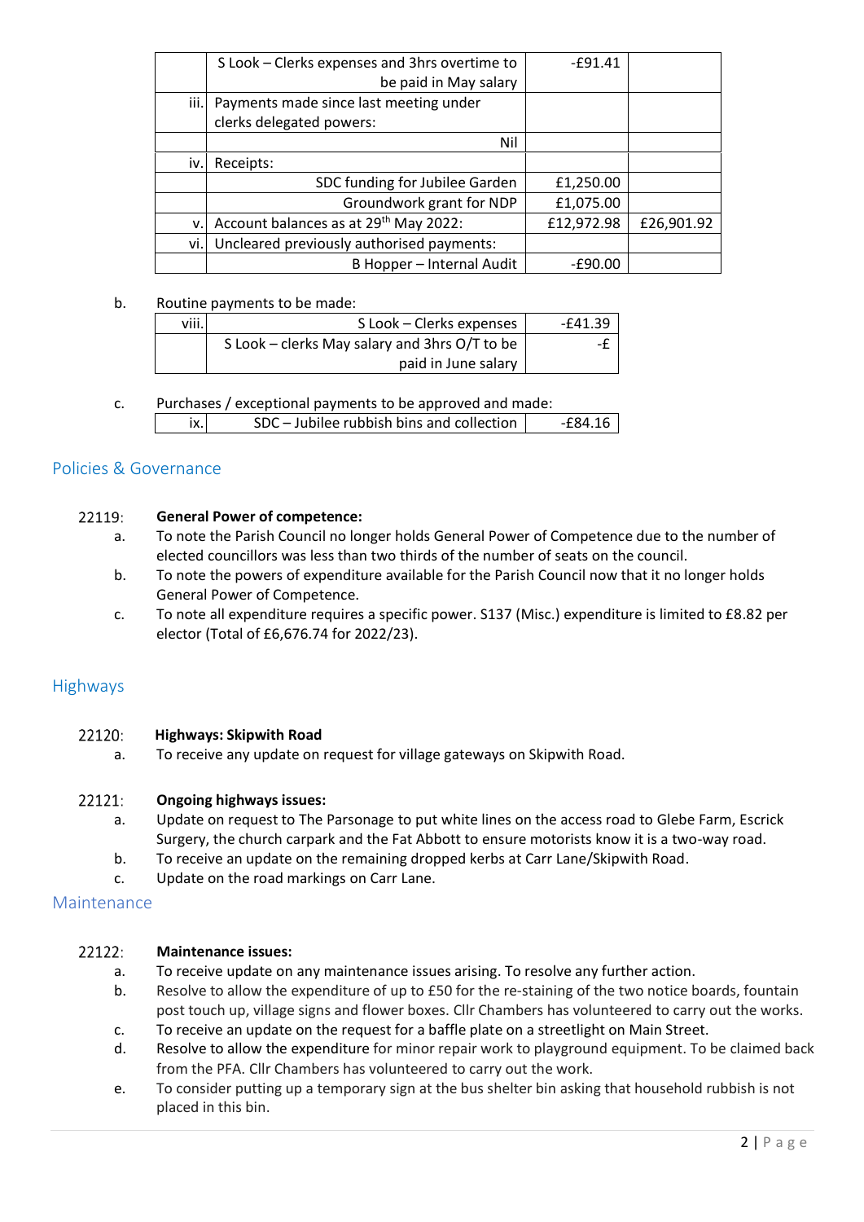| | | | |
|---|---|---|---|
| | S Look – Clerks expenses and 3hrs overtime to be paid in May salary | -£91.41 | |
| iii. | Payments made since last meeting under clerks delegated powers: | | |
| | Nil | | |
| iv. | Receipts: | | |
| | SDC funding for Jubilee Garden | £1,250.00 | |
| | Groundwork grant for NDP | £1,075.00 | |
| v. | Account balances as at 29th May 2022: | £12,972.98 | £26,901.92 |
| vi. | Uncleared previously authorised payments: | | |
| | B Hopper – Internal Audit | -£90.00 | |

b. Routine payments to be made:

| | | |
|---|---|---|
| viii. | S Look – Clerks expenses | -£41.39 |
| | S Look – clerks May salary and 3hrs O/T to be paid in June salary | -£ |

c. Purchases / exceptional payments to be approved and made:

| | | |
|---|---|---|
| ix. | SDC – Jubilee rubbish bins and collection | -£84.16 |

## Policies & Governance

22119: **General Power of competence:**

a. To note the Parish Council no longer holds General Power of Competence due to the number of elected councillors was less than two thirds of the number of seats on the council.

b. To note the powers of expenditure available for the Parish Council now that it no longer holds General Power of Competence.

c. To note all expenditure requires a specific power. S137 (Misc.) expenditure is limited to £8.82 per elector (Total of £6,676.74 for 2022/23).

## Highways

22120: **Highways: Skipwith Road**

a. To receive any update on request for village gateways on Skipwith Road.

22121: **Ongoing highways issues:**

a. Update on request to The Parsonage to put white lines on the access road to Glebe Farm, Escrick Surgery, the church carpark and the Fat Abbott to ensure motorists know it is a two-way road.

b. To receive an update on the remaining dropped kerbs at Carr Lane/Skipwith Road.

c. Update on the road markings on Carr Lane.

## Maintenance

22122: **Maintenance issues:**

a. To receive update on any maintenance issues arising. To resolve any further action.

b. Resolve to allow the expenditure of up to £50 for the re-staining of the two notice boards, fountain post touch up, village signs and flower boxes. Cllr Chambers has volunteered to carry out the works.

c. To receive an update on the request for a baffle plate on a streetlight on Main Street.

d. Resolve to allow the expenditure for minor repair work to playground equipment. To be claimed back from the PFA. Cllr Chambers has volunteered to carry out the work.

e. To consider putting up a temporary sign at the bus shelter bin asking that household rubbish is not placed in this bin.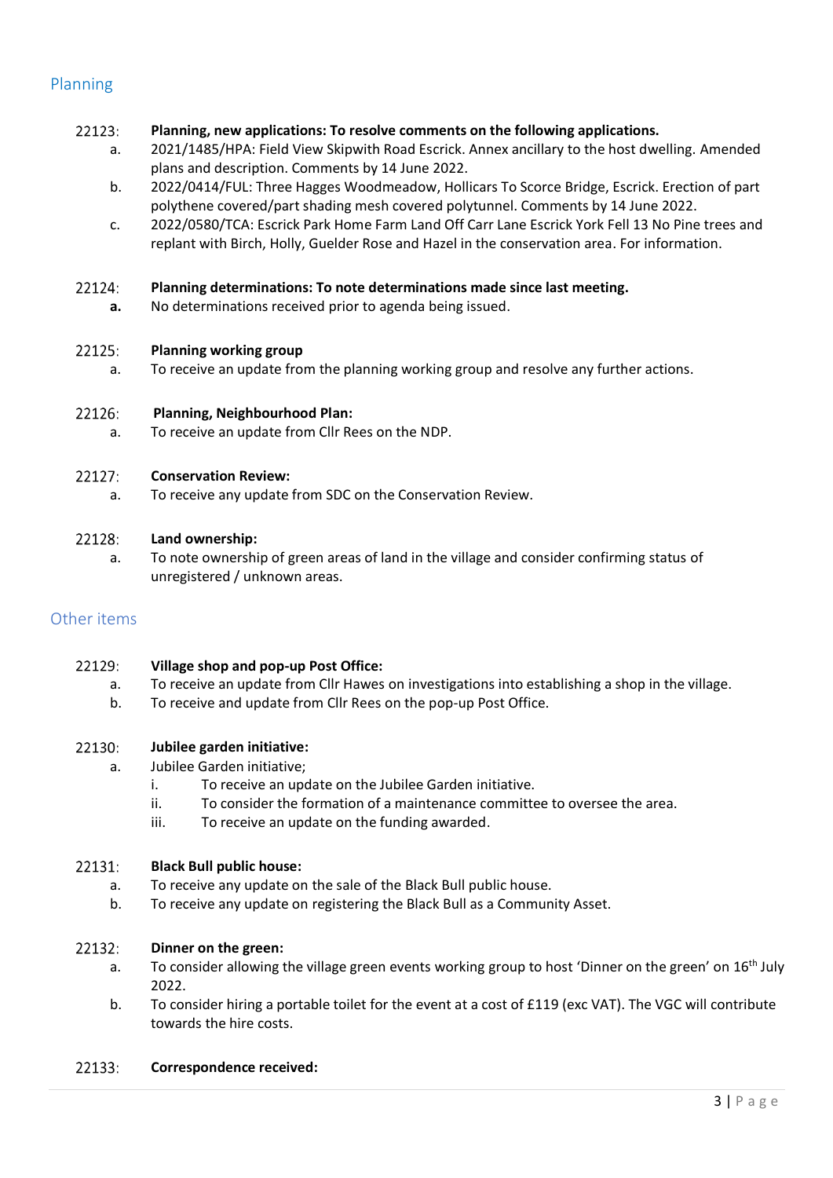## Planning

**22123: Planning, new applications: To resolve comments on the following applications.**

a. 2021/1485/HPA: Field View Skipwith Road Escrick. Annex ancillary to the host dwelling. Amended plans and description. Comments by 14 June 2022.

b. 2022/0414/FUL: Three Hagges Woodmeadow, Hollicars To Scorce Bridge, Escrick. Erection of part polythene covered/part shading mesh covered polytunnel. Comments by 14 June 2022.

c. 2022/0580/TCA: Escrick Park Home Farm Land Off Carr Lane Escrick York Fell 13 No Pine trees and replant with Birch, Holly, Guelder Rose and Hazel in the conservation area. For information.

**22124: Planning determinations: To note determinations made since last meeting.**

**a.** No determinations received prior to agenda being issued.

**22125: Planning working group**

a. To receive an update from the planning working group and resolve any further actions.

**22126: Planning, Neighbourhood Plan:**

a. To receive an update from Cllr Rees on the NDP.

**22127: Conservation Review:**

a. To receive any update from SDC on the Conservation Review.

**22128: Land ownership:**

a. To note ownership of green areas of land in the village and consider confirming status of unregistered / unknown areas.

## Other items

**22129: Village shop and pop-up Post Office:**

a. To receive an update from Cllr Hawes on investigations into establishing a shop in the village.

b. To receive and update from Cllr Rees on the pop-up Post Office.

**22130: Jubilee garden initiative:**

a. Jubilee Garden initiative;

i. To receive an update on the Jubilee Garden initiative.

ii. To consider the formation of a maintenance committee to oversee the area.

iii. To receive an update on the funding awarded.

**22131: Black Bull public house:**

a. To receive any update on the sale of the Black Bull public house.

b. To receive any update on registering the Black Bull as a Community Asset.

**22132: Dinner on the green:**

a. To consider allowing the village green events working group to host 'Dinner on the green' on 16th July 2022.

b. To consider hiring a portable toilet for the event at a cost of £119 (exc VAT). The VGC will contribute towards the hire costs.

**22133: Correspondence received:**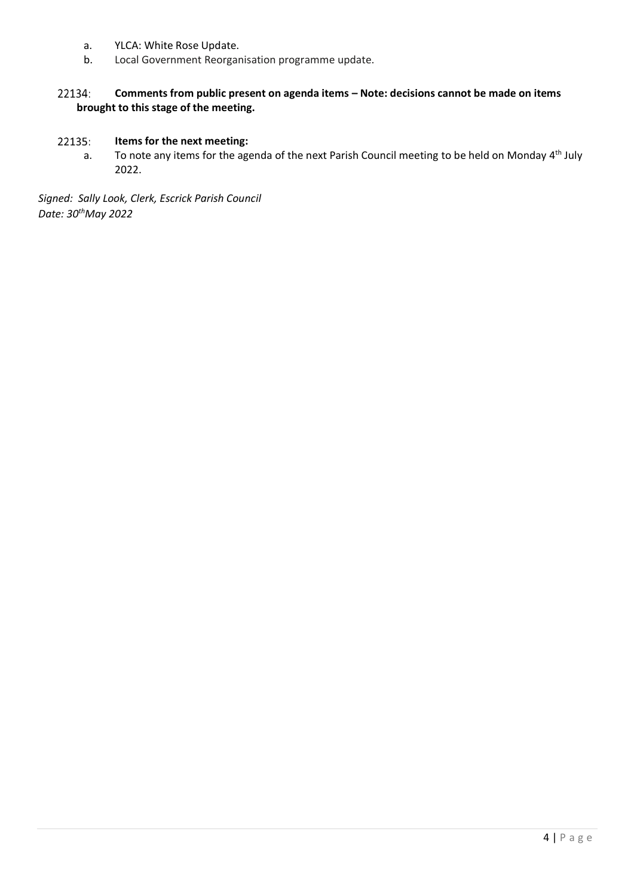a. YLCA: White Rose Update.
b. Local Government Reorganisation programme update.

22134: **Comments from public present on agenda items – Note: decisions cannot be made on items brought to this stage of the meeting.**

22135: **Items for the next meeting:**

a. To note any items for the agenda of the next Parish Council meeting to be held on Monday 4th July 2022.

*Signed: Sally Look, Clerk, Escrick Parish Council*
*Date: 30th May 2022*